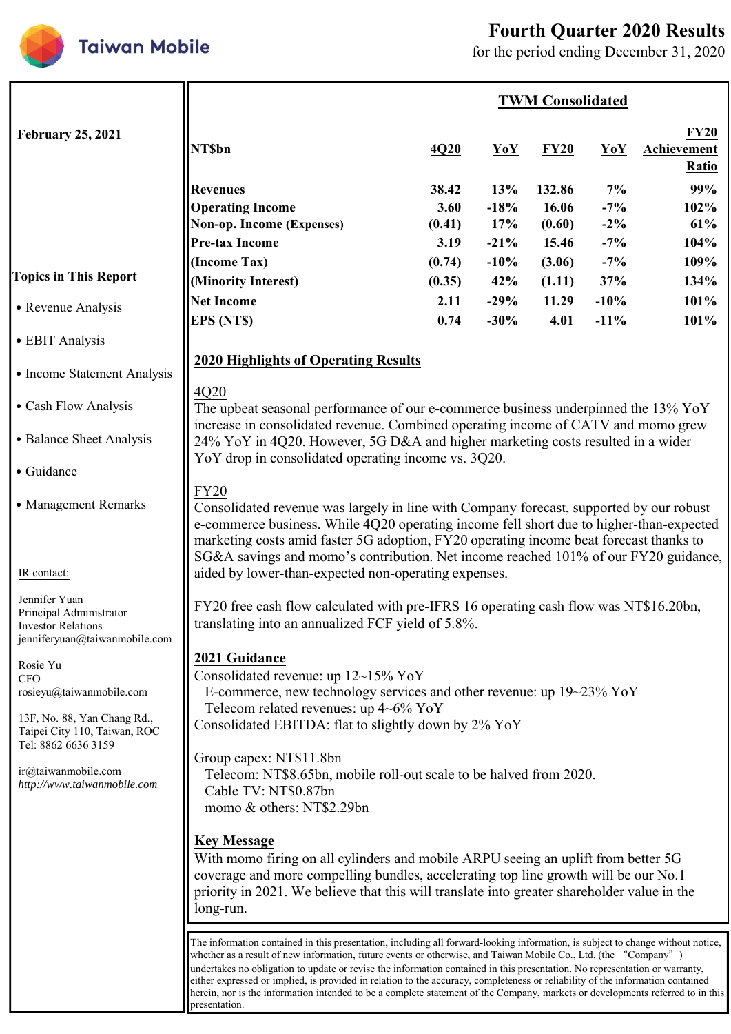# Taiwan Mobile

## Fourth Quarter 2020 Results

for the period ending December 31, 2020

**February 25, 2021**

**Topics in This Report**

- Revenue Analysis
- EBIT Analysis
- Income Statement Analysis
- Cash Flow Analysis
- Balance Sheet Analysis
- Guidance
- Management Remarks

IR contact:

Jennifer Yuan
Principal Administrator
Investor Relations
jenniferyuan@taiwanmobile.com

Rosie Yu
CFO
rosieyu@taiwanmobile.com

13F, No. 88, Yan Chang Rd.,
Taipei City 110, Taiwan, ROC
Tel: 8862 6636 3159

ir@taiwanmobile.com
*http://www.taiwanmobile.com*

### TWM Consolidated

| NT$bn | 4Q20 | YoY | FY20 | YoY | FY20 Achievement Ratio |
|---|---|---|---|---|---|
| **Revenues** | 38.42 | 13% | 132.86 | 7% | 99% |
| **Operating Income** | 3.60 | -18% | 16.06 | -7% | 102% |
| **Non-op. Income (Expenses)** | (0.41) | 17% | (0.60) | -2% | 61% |
| **Pre-tax Income** | 3.19 | -21% | 15.46 | -7% | 104% |
| **(Income Tax)** | (0.74) | -10% | (3.06) | -7% | 109% |
| **(Minority Interest)** | (0.35) | 42% | (1.11) | 37% | 134% |
| **Net Income** | 2.11 | -29% | 11.29 | -10% | 101% |
| **EPS (NT$)** | 0.74 | -30% | 4.01 | -11% | 101% |

### 2020 Highlights of Operating Results

4Q20

The upbeat seasonal performance of our e-commerce business underpinned the 13% YoY increase in consolidated revenue. Combined operating income of CATV and momo grew 24% YoY in 4Q20. However, 5G D&A and higher marketing costs resulted in a wider YoY drop in consolidated operating income vs. 3Q20.

FY20

Consolidated revenue was largely in line with Company forecast, supported by our robust e-commerce business. While 4Q20 operating income fell short due to higher-than-expected marketing costs amid faster 5G adoption, FY20 operating income beat forecast thanks to SG&A savings and momo's contribution. Net income reached 101% of our FY20 guidance, aided by lower-than-expected non-operating expenses.

FY20 free cash flow calculated with pre-IFRS 16 operating cash flow was NT$16.20bn, translating into an annualized FCF yield of 5.8%.

### 2021 Guidance

Consolidated revenue: up 12~15% YoY
- E-commerce, new technology services and other revenue: up 19~23% YoY
- Telecom related revenues: up 4~6% YoY

Consolidated EBITDA: flat to slightly down by 2% YoY

Group capex: NT$11.8bn
- Telecom: NT$8.65bn, mobile roll-out scale to be halved from 2020.
- Cable TV: NT$0.87bn
- momo & others: NT$2.29bn

### Key Message

With momo firing on all cylinders and mobile ARPU seeing an uplift from better 5G coverage and more compelling bundles, accelerating top line growth will be our No.1 priority in 2021. We believe that this will translate into greater shareholder value in the long-run.

The information contained in this presentation, including all forward-looking information, is subject to change without notice, whether as a result of new information, future events or otherwise, and Taiwan Mobile Co., Ltd. (the "Company") undertakes no obligation to update or revise the information contained in this presentation. No representation or warranty, either expressed or implied, is provided in relation to the accuracy, completeness or reliability of the information contained herein, nor is the information intended to be a complete statement of the Company, markets or developments referred to in this presentation.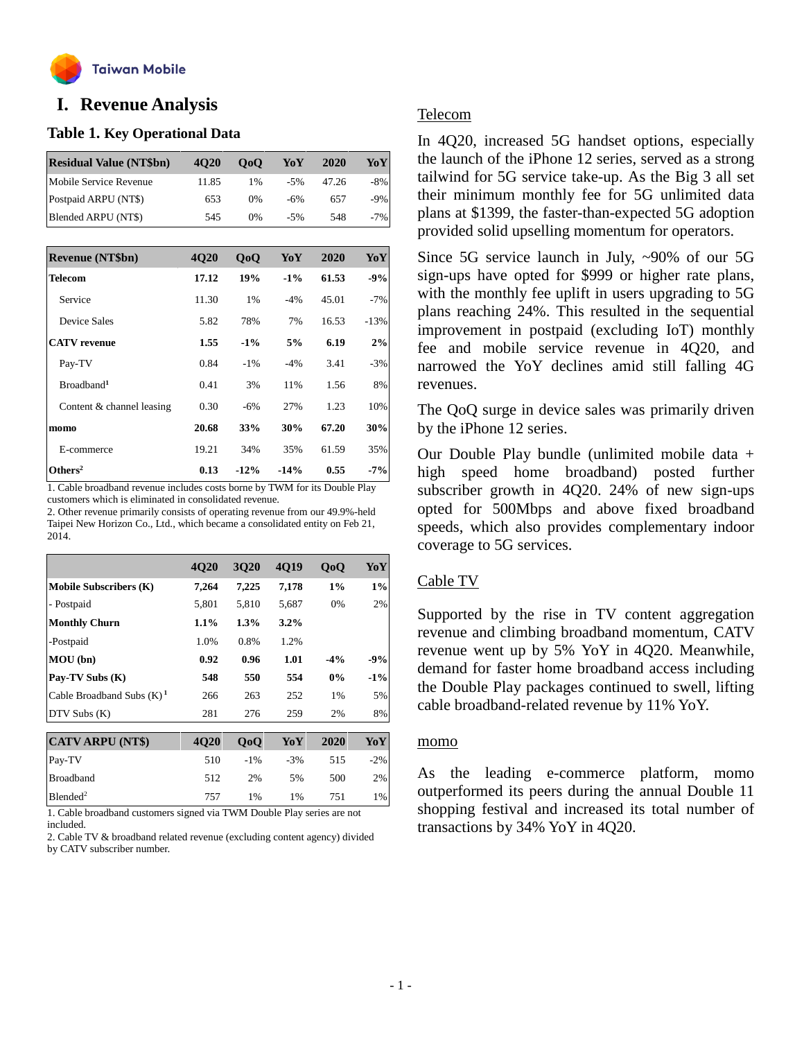# I. Revenue Analysis

## Table 1. Key Operational Data

| Residual Value (NT$bn) | 4Q20 | QoQ | YoY | 2020 | YoY |
|---|---|---|---|---|---|
| Mobile Service Revenue | 11.85 | 1% | -5% | 47.26 | -8% |
| Postpaid ARPU (NT$) | 653 | 0% | -6% | 657 | -9% |
| Blended ARPU (NT$) | 545 | 0% | -5% | 548 | -7% |

| Revenue (NT$bn) | 4Q20 | QoQ | YoY | 2020 | YoY |
|---|---|---|---|---|---|
| **Telecom** | **17.12** | **19%** | **-1%** | **61.53** | **-9%** |
| Service | 11.30 | 1% | -4% | 45.01 | -7% |
| Device Sales | 5.82 | 78% | 7% | 16.53 | -13% |
| **CATV revenue** | **1.55** | **-1%** | **5%** | **6.19** | **2%** |
| Pay-TV | 0.84 | -1% | -4% | 3.41 | -3% |
| Broadband[1] | 0.41 | 3% | 11% | 1.56 | 8% |
| Content & channel leasing | 0.30 | -6% | 27% | 1.23 | 10% |
| **momo** | **20.68** | **33%** | **30%** | **67.20** | **30%** |
| E-commerce | 19.21 | 34% | 35% | 61.59 | 35% |
| **Others[2]** | **0.13** | **-12%** | **-14%** | **0.55** | **-7%** |

1. Cable broadband revenue includes costs borne by TWM for its Double Play customers which is eliminated in consolidated revenue.
2. Other revenue primarily consists of operating revenue from our 49.9%-held Taipei New Horizon Co., Ltd., which became a consolidated entity on Feb 21, 2014.

| | 4Q20 | 3Q20 | 4Q19 | QoQ | YoY |
|---|---|---|---|---|---|
| **Mobile Subscribers (K)** | **7,264** | **7,225** | **7,178** | **1%** | **1%** |
| - Postpaid | 5,801 | 5,810 | 5,687 | 0% | 2% |
| **Monthly Churn** | **1.1%** | **1.3%** | **3.2%** | | |
| -Postpaid | 1.0% | 0.8% | 1.2% | | |
| **MOU (bn)** | **0.92** | **0.96** | **1.01** | **-4%** | **-9%** |
| **Pay-TV Subs (K)** | **548** | **550** | **554** | **0%** | **-1%** |
| Cable Broadband Subs (K)[1] | 266 | 263 | 252 | 1% | 5% |
| DTV Subs (K) | 281 | 276 | 259 | 2% | 8% |

| CATV ARPU (NT$) | 4Q20 | QoQ | YoY | 2020 | YoY |
|---|---|---|---|---|---|
| Pay-TV | 510 | -1% | -3% | 515 | -2% |
| Broadband | 512 | 2% | 5% | 500 | 2% |
| Blended[2] | 757 | 1% | 1% | 751 | 1% |

1. Cable broadband customers signed via TWM Double Play series are not included.
2. Cable TV & broadband related revenue (excluding content agency) divided by CATV subscriber number.

### Telecom

In 4Q20, increased 5G handset options, especially the launch of the iPhone 12 series, served as a strong tailwind for 5G service take-up. As the Big 3 all set their minimum monthly fee for 5G unlimited data plans at $1399, the faster-than-expected 5G adoption provided solid upselling momentum for operators.

Since 5G service launch in July, ~90% of our 5G sign-ups have opted for $999 or higher rate plans, with the monthly fee uplift in users upgrading to 5G plans reaching 24%. This resulted in the sequential improvement in postpaid (excluding IoT) monthly fee and mobile service revenue in 4Q20, and narrowed the YoY declines amid still falling 4G revenues.

The QoQ surge in device sales was primarily driven by the iPhone 12 series.

Our Double Play bundle (unlimited mobile data + high speed home broadband) posted further subscriber growth in 4Q20. 24% of new sign-ups opted for 500Mbps and above fixed broadband speeds, which also provides complementary indoor coverage to 5G services.

### Cable TV

Supported by the rise in TV content aggregation revenue and climbing broadband momentum, CATV revenue went up by 5% YoY in 4Q20. Meanwhile, demand for faster home broadband access including the Double Play packages continued to swell, lifting cable broadband-related revenue by 11% YoY.

### momo

As the leading e-commerce platform, momo outperformed its peers during the annual Double 11 shopping festival and increased its total number of transactions by 34% YoY in 4Q20.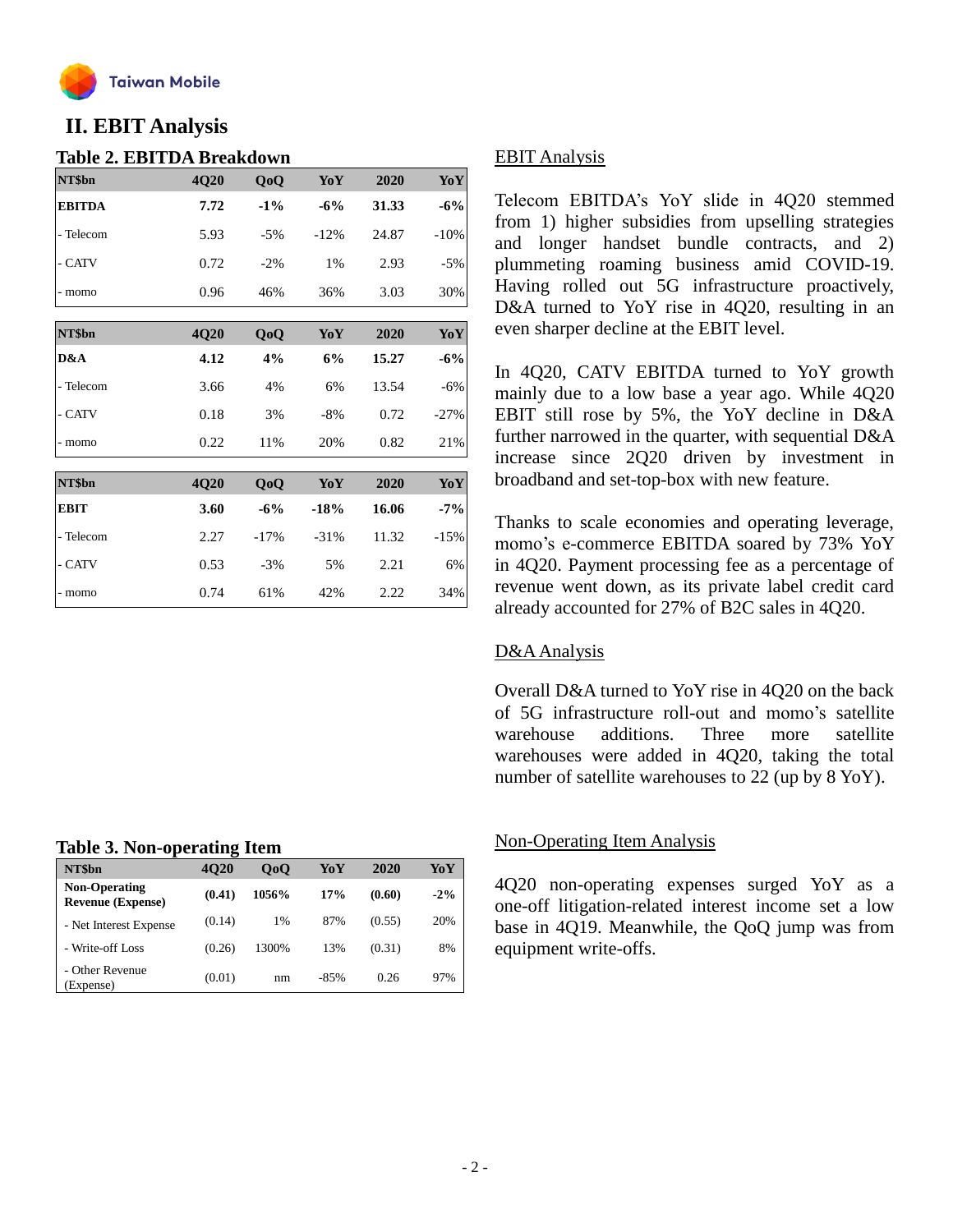## II. EBIT Analysis

### Table 2. EBITDA Breakdown

| NT$bn | 4Q20 | QoQ | YoY | 2020 | YoY |
|---|---|---|---|---|---|
| **EBITDA** | **7.72** | **-1%** | **-6%** | **31.33** | **-6%** |
| - Telecom | 5.93 | -5% | -12% | 24.87 | -10% |
| - CATV | 0.72 | -2% | 1% | 2.93 | -5% |
| - momo | 0.96 | 46% | 36% | 3.03 | 30% |

| NT$bn | 4Q20 | QoQ | YoY | 2020 | YoY |
|---|---|---|---|---|---|
| **D&A** | **4.12** | **4%** | **6%** | **15.27** | **-6%** |
| - Telecom | 3.66 | 4% | 6% | 13.54 | -6% |
| - CATV | 0.18 | 3% | -8% | 0.72 | -27% |
| - momo | 0.22 | 11% | 20% | 0.82 | 21% |

| NT$bn | 4Q20 | QoQ | YoY | 2020 | YoY |
|---|---|---|---|---|---|
| **EBIT** | **3.60** | **-6%** | **-18%** | **16.06** | **-7%** |
| - Telecom | 2.27 | -17% | -31% | 11.32 | -15% |
| - CATV | 0.53 | -3% | 5% | 2.21 | 6% |
| - momo | 0.74 | 61% | 42% | 2.22 | 34% |

EBIT Analysis

Telecom EBITDA's YoY slide in 4Q20 stemmed from 1) higher subsidies from upselling strategies and longer handset bundle contracts, and 2) plummeting roaming business amid COVID-19. Having rolled out 5G infrastructure proactively, D&A turned to YoY rise in 4Q20, resulting in an even sharper decline at the EBIT level.

In 4Q20, CATV EBITDA turned to YoY growth mainly due to a low base a year ago. While 4Q20 EBIT still rose by 5%, the YoY decline in D&A further narrowed in the quarter, with sequential D&A increase since 2Q20 driven by investment in broadband and set-top-box with new feature.

Thanks to scale economies and operating leverage, momo's e-commerce EBITDA soared by 73% YoY in 4Q20. Payment processing fee as a percentage of revenue went down, as its private label credit card already accounted for 27% of B2C sales in 4Q20.

D&A Analysis

Overall D&A turned to YoY rise in 4Q20 on the back of 5G infrastructure roll-out and momo's satellite warehouse additions. Three more satellite warehouses were added in 4Q20, taking the total number of satellite warehouses to 22 (up by 8 YoY).

### Table 3. Non-operating Item

| NT$bn | 4Q20 | QoQ | YoY | 2020 | YoY |
|---|---|---|---|---|---|
| **Non-Operating Revenue (Expense)** | **(0.41)** | **1056%** | **17%** | **(0.60)** | **-2%** |
| - Net Interest Expense | (0.14) | 1% | 87% | (0.55) | 20% |
| - Write-off Loss | (0.26) | 1300% | 13% | (0.31) | 8% |
| - Other Revenue (Expense) | (0.01) | nm | -85% | 0.26 | 97% |

Non-Operating Item Analysis

4Q20 non-operating expenses surged YoY as a one-off litigation-related interest income set a low base in 4Q19. Meanwhile, the QoQ jump was from equipment write-offs.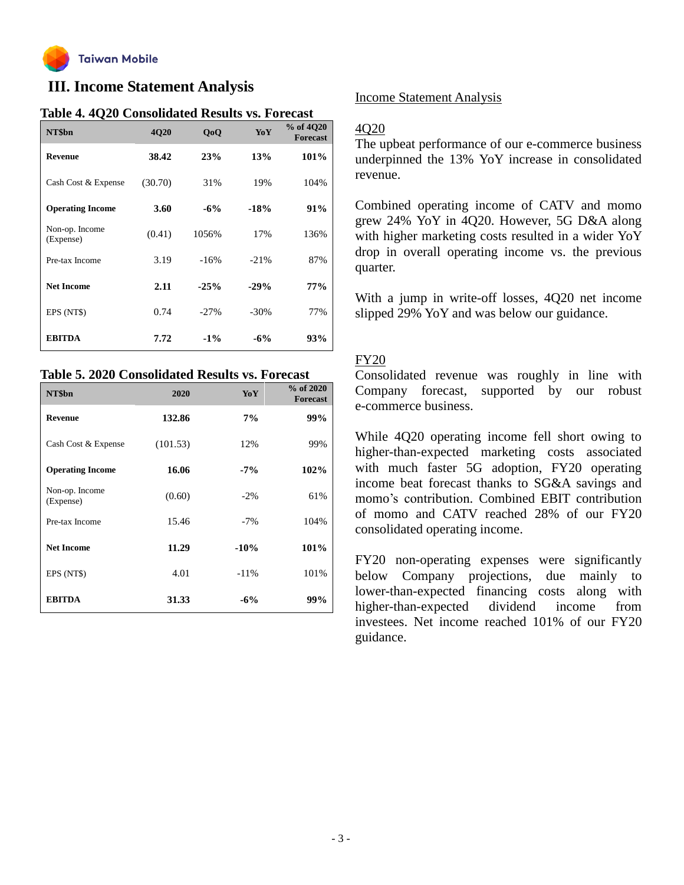# III. Income Statement Analysis

**Table 4. 4Q20 Consolidated Results vs. Forecast**

| NT$bn | 4Q20 | QoQ | YoY | % of 4Q20 Forecast |
|---|---|---|---|---|
| **Revenue** | **38.42** | **23%** | **13%** | **101%** |
| Cash Cost & Expense | (30.70) | 31% | 19% | 104% |
| **Operating Income** | **3.60** | **-6%** | **-18%** | **91%** |
| Non-op. Income (Expense) | (0.41) | 1056% | 17% | 136% |
| Pre-tax Income | 3.19 | -16% | -21% | 87% |
| **Net Income** | **2.11** | **-25%** | **-29%** | **77%** |
| EPS (NT$) | 0.74 | -27% | -30% | 77% |
| **EBITDA** | **7.72** | **-1%** | **-6%** | **93%** |

**Table 5. 2020 Consolidated Results vs. Forecast**

| NT$bn | 2020 | YoY | % of 2020 Forecast |
|---|---|---|---|
| **Revenue** | **132.86** | **7%** | **99%** |
| Cash Cost & Expense | (101.53) | 12% | 99% |
| **Operating Income** | **16.06** | **-7%** | **102%** |
| Non-op. Income (Expense) | (0.60) | -2% | 61% |
| Pre-tax Income | 15.46 | -7% | 104% |
| **Net Income** | **11.29** | **-10%** | **101%** |
| EPS (NT$) | 4.01 | -11% | 101% |
| **EBITDA** | **31.33** | **-6%** | **99%** |

Income Statement Analysis

4Q20

The upbeat performance of our e-commerce business underpinned the 13% YoY increase in consolidated revenue.

Combined operating income of CATV and momo grew 24% YoY in 4Q20. However, 5G D&A along with higher marketing costs resulted in a wider YoY drop in overall operating income vs. the previous quarter.

With a jump in write-off losses, 4Q20 net income slipped 29% YoY and was below our guidance.

FY20

Consolidated revenue was roughly in line with Company forecast, supported by our robust e-commerce business.

While 4Q20 operating income fell short owing to higher-than-expected marketing costs associated with much faster 5G adoption, FY20 operating income beat forecast thanks to SG&A savings and momo's contribution. Combined EBIT contribution of momo and CATV reached 28% of our FY20 consolidated operating income.

FY20 non-operating expenses were significantly below Company projections, due mainly to lower-than-expected financing costs along with higher-than-expected dividend income from investees. Net income reached 101% of our FY20 guidance.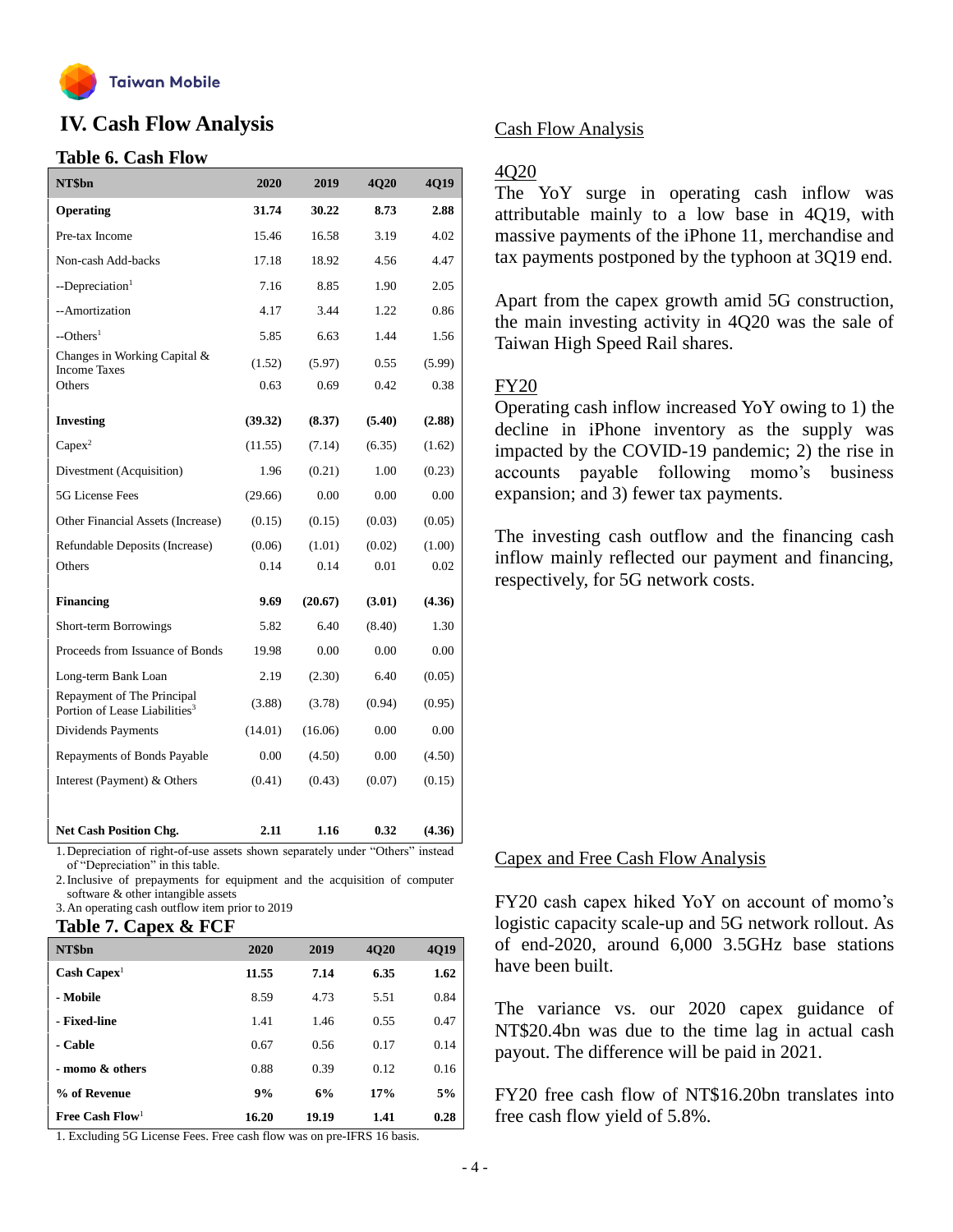# IV. Cash Flow Analysis

## Table 6. Cash Flow

| NT$bn | 2020 | 2019 | 4Q20 | 4Q19 |
|---|---|---|---|---|
| **Operating** | **31.74** | **30.22** | **8.73** | **2.88** |
| Pre-tax Income | 15.46 | 16.58 | 3.19 | 4.02 |
| Non-cash Add-backs | 17.18 | 18.92 | 4.56 | 4.47 |
| --Depreciation[1] | 7.16 | 8.85 | 1.90 | 2.05 |
| --Amortization | 4.17 | 3.44 | 1.22 | 0.86 |
| --Others[1] | 5.85 | 6.63 | 1.44 | 1.56 |
| Changes in Working Capital & Income Taxes | (1.52) | (5.97) | 0.55 | (5.99) |
| Others | 0.63 | 0.69 | 0.42 | 0.38 |
| **Investing** | **(39.32)** | **(8.37)** | **(5.40)** | **(2.88)** |
| Capex[2] | (11.55) | (7.14) | (6.35) | (1.62) |
| Divestment (Acquisition) | 1.96 | (0.21) | 1.00 | (0.23) |
| 5G License Fees | (29.66) | 0.00 | 0.00 | 0.00 |
| Other Financial Assets (Increase) | (0.15) | (0.15) | (0.03) | (0.05) |
| Refundable Deposits (Increase) | (0.06) | (1.01) | (0.02) | (1.00) |
| Others | 0.14 | 0.14 | 0.01 | 0.02 |
| **Financing** | **9.69** | **(20.67)** | **(3.01)** | **(4.36)** |
| Short-term Borrowings | 5.82 | 6.40 | (8.40) | 1.30 |
| Proceeds from Issuance of Bonds | 19.98 | 0.00 | 0.00 | 0.00 |
| Long-term Bank Loan | 2.19 | (2.30) | 6.40 | (0.05) |
| Repayment of The Principal Portion of Lease Liabilities[3] | (3.88) | (3.78) | (0.94) | (0.95) |
| Dividends Payments | (14.01) | (16.06) | 0.00 | 0.00 |
| Repayments of Bonds Payable | 0.00 | (4.50) | 0.00 | (4.50) |
| Interest (Payment) & Others | (0.41) | (0.43) | (0.07) | (0.15) |
| **Net Cash Position Chg.** | **2.11** | **1.16** | **0.32** | **(4.36)** |

1. Depreciation of right-of-use assets shown separately under "Others" instead of "Depreciation" in this table.
2. Inclusive of prepayments for equipment and the acquisition of computer software & other intangible assets
3. An operating cash outflow item prior to 2019

## Table 7. Capex & FCF

| NT$bn | 2020 | 2019 | 4Q20 | 4Q19 |
|---|---|---|---|---|
| **Cash Capex**[1] | **11.55** | **7.14** | **6.35** | **1.62** |
| **- Mobile** | 8.59 | 4.73 | 5.51 | 0.84 |
| **- Fixed-line** | 1.41 | 1.46 | 0.55 | 0.47 |
| **- Cable** | 0.67 | 0.56 | 0.17 | 0.14 |
| **- momo & others** | 0.88 | 0.39 | 0.12 | 0.16 |
| **% of Revenue** | **9%** | **6%** | **17%** | **5%** |
| **Free Cash Flow**[1] | **16.20** | **19.19** | **1.41** | **0.28** |

1. Excluding 5G License Fees. Free cash flow was on pre-IFRS 16 basis.

## Cash Flow Analysis

### 4Q20

The YoY surge in operating cash inflow was attributable mainly to a low base in 4Q19, with massive payments of the iPhone 11, merchandise and tax payments postponed by the typhoon at 3Q19 end.

Apart from the capex growth amid 5G construction, the main investing activity in 4Q20 was the sale of Taiwan High Speed Rail shares.

### FY20

Operating cash inflow increased YoY owing to 1) the decline in iPhone inventory as the supply was impacted by the COVID-19 pandemic; 2) the rise in accounts payable following momo's business expansion; and 3) fewer tax payments.

The investing cash outflow and the financing cash inflow mainly reflected our payment and financing, respectively, for 5G network costs.

## Capex and Free Cash Flow Analysis

FY20 cash capex hiked YoY on account of momo's logistic capacity scale-up and 5G network rollout. As of end-2020, around 6,000 3.5GHz base stations have been built.

The variance vs. our 2020 capex guidance of NT$20.4bn was due to the time lag in actual cash payout. The difference will be paid in 2021.

FY20 free cash flow of NT$16.20bn translates into free cash flow yield of 5.8%.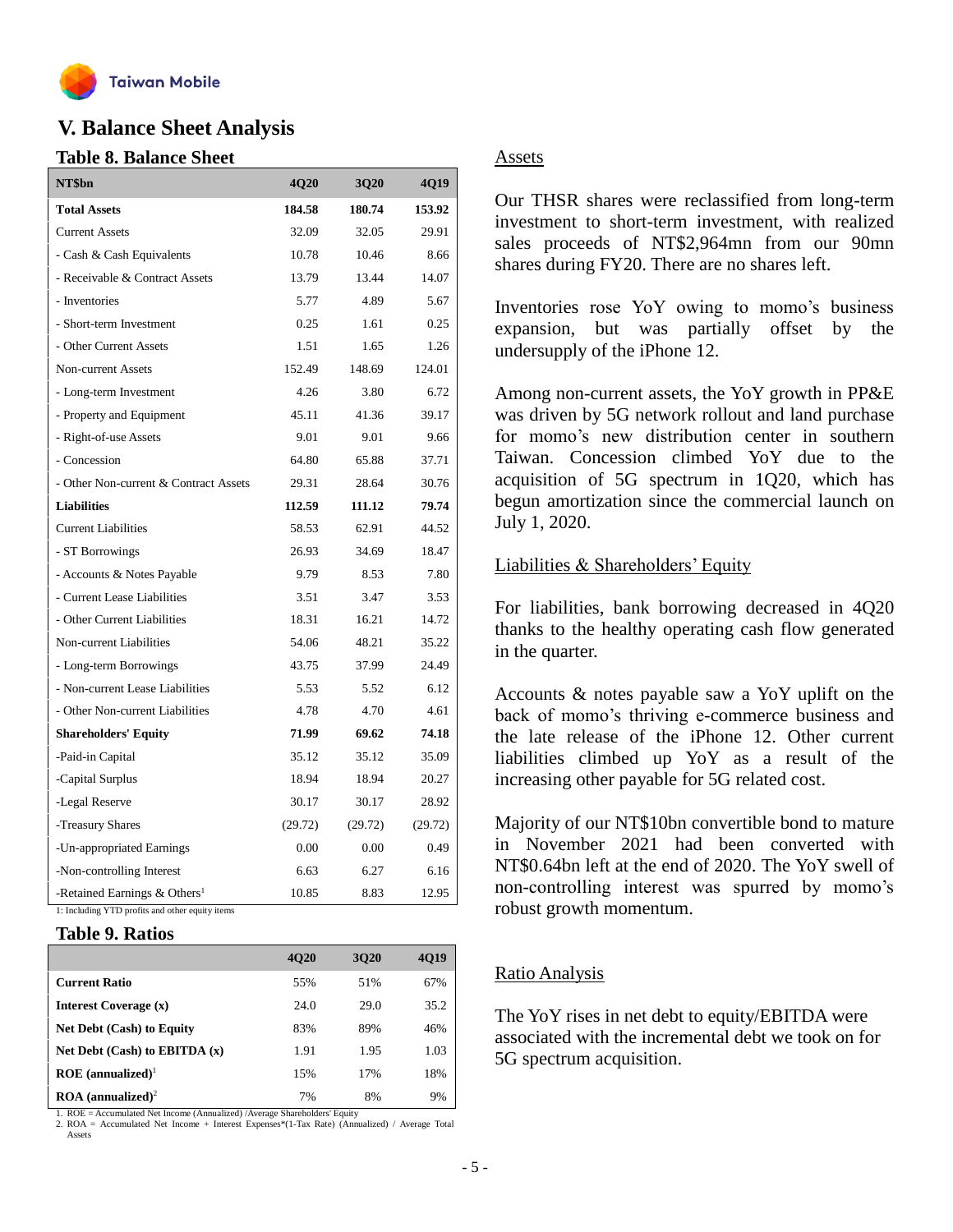## V. Balance Sheet Analysis

### Table 8. Balance Sheet

| NT$bn | 4Q20 | 3Q20 | 4Q19 |
|---|---|---|---|
| **Total Assets** | **184.58** | **180.74** | **153.92** |
| Current Assets | 32.09 | 32.05 | 29.91 |
| - Cash & Cash Equivalents | 10.78 | 10.46 | 8.66 |
| - Receivable & Contract Assets | 13.79 | 13.44 | 14.07 |
| - Inventories | 5.77 | 4.89 | 5.67 |
| - Short-term Investment | 0.25 | 1.61 | 0.25 |
| - Other Current Assets | 1.51 | 1.65 | 1.26 |
| Non-current Assets | 152.49 | 148.69 | 124.01 |
| - Long-term Investment | 4.26 | 3.80 | 6.72 |
| - Property and Equipment | 45.11 | 41.36 | 39.17 |
| - Right-of-use Assets | 9.01 | 9.01 | 9.66 |
| - Concession | 64.80 | 65.88 | 37.71 |
| - Other Non-current & Contract Assets | 29.31 | 28.64 | 30.76 |
| **Liabilities** | **112.59** | **111.12** | **79.74** |
| Current Liabilities | 58.53 | 62.91 | 44.52 |
| - ST Borrowings | 26.93 | 34.69 | 18.47 |
| - Accounts & Notes Payable | 9.79 | 8.53 | 7.80 |
| - Current Lease Liabilities | 3.51 | 3.47 | 3.53 |
| - Other Current Liabilities | 18.31 | 16.21 | 14.72 |
| Non-current Liabilities | 54.06 | 48.21 | 35.22 |
| - Long-term Borrowings | 43.75 | 37.99 | 24.49 |
| - Non-current Lease Liabilities | 5.53 | 5.52 | 6.12 |
| - Other Non-current Liabilities | 4.78 | 4.70 | 4.61 |
| **Shareholders' Equity** | **71.99** | **69.62** | **74.18** |
| -Paid-in Capital | 35.12 | 35.12 | 35.09 |
| -Capital Surplus | 18.94 | 18.94 | 20.27 |
| -Legal Reserve | 30.17 | 30.17 | 28.92 |
| -Treasury Shares | (29.72) | (29.72) | (29.72) |
| -Un-appropriated Earnings | 0.00 | 0.00 | 0.49 |
| -Non-controlling Interest | 6.63 | 6.27 | 6.16 |
| -Retained Earnings & Others[1] | 10.85 | 8.83 | 12.95 |

1: Including YTD profits and other equity items

### Table 9. Ratios

| | 4Q20 | 3Q20 | 4Q19 |
|---|---|---|---|
| **Current Ratio** | 55% | 51% | 67% |
| **Interest Coverage (x)** | 24.0 | 29.0 | 35.2 |
| **Net Debt (Cash) to Equity** | 83% | 89% | 46% |
| **Net Debt (Cash) to EBITDA (x)** | 1.91 | 1.95 | 1.03 |
| **ROE (annualized)**[1] | 15% | 17% | 18% |
| **ROA (annualized)**[2] | 7% | 8% | 9% |

1. ROE = Accumulated Net Income (Annualized) /Average Shareholders' Equity
2. ROA = Accumulated Net Income + Interest Expenses*(1-Tax Rate) (Annualized) / Average Total Assets

### Assets

Our THSR shares were reclassified from long-term investment to short-term investment, with realized sales proceeds of NT$2,964mn from our 90mn shares during FY20. There are no shares left.

Inventories rose YoY owing to momo's business expansion, but was partially offset by the undersupply of the iPhone 12.

Among non-current assets, the YoY growth in PP&E was driven by 5G network rollout and land purchase for momo's new distribution center in southern Taiwan. Concession climbed YoY due to the acquisition of 5G spectrum in 1Q20, which has begun amortization since the commercial launch on July 1, 2020.

### Liabilities & Shareholders' Equity

For liabilities, bank borrowing decreased in 4Q20 thanks to the healthy operating cash flow generated in the quarter.

Accounts & notes payable saw a YoY uplift on the back of momo's thriving e-commerce business and the late release of the iPhone 12. Other current liabilities climbed up YoY as a result of the increasing other payable for 5G related cost.

Majority of our NT$10bn convertible bond to mature in November 2021 had been converted with NT$0.64bn left at the end of 2020. The YoY swell of non-controlling interest was spurred by momo's robust growth momentum.

### Ratio Analysis

The YoY rises in net debt to equity/EBITDA were associated with the incremental debt we took on for 5G spectrum acquisition.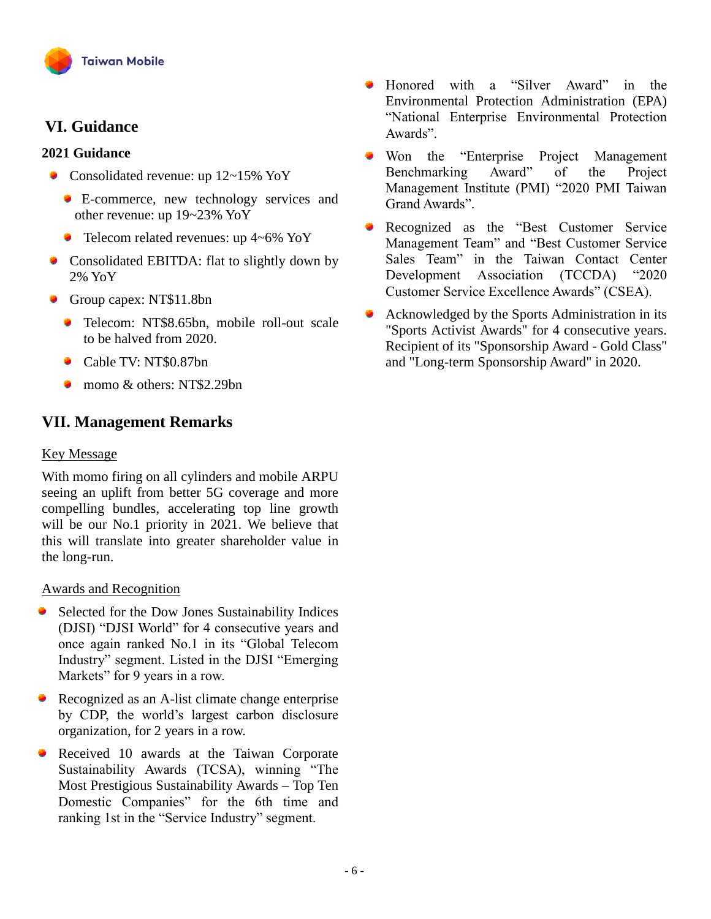## VI. Guidance

### 2021 Guidance

- Consolidated revenue: up 12~15% YoY
  - E-commerce, new technology services and other revenue: up 19~23% YoY
  - Telecom related revenues: up 4~6% YoY
- Consolidated EBITDA: flat to slightly down by 2% YoY
- Group capex: NT$11.8bn
  - Telecom: NT$8.65bn, mobile roll-out scale to be halved from 2020.
  - Cable TV: NT$0.87bn
  - momo & others: NT$2.29bn

## VII. Management Remarks

Key Message

With momo firing on all cylinders and mobile ARPU seeing an uplift from better 5G coverage and more compelling bundles, accelerating top line growth will be our No.1 priority in 2021. We believe that this will translate into greater shareholder value in the long-run.

Awards and Recognition

- Selected for the Dow Jones Sustainability Indices (DJSI) "DJSI World" for 4 consecutive years and once again ranked No.1 in its "Global Telecom Industry" segment. Listed in the DJSI "Emerging Markets" for 9 years in a row.
- Recognized as an A-list climate change enterprise by CDP, the world's largest carbon disclosure organization, for 2 years in a row.
- Received 10 awards at the Taiwan Corporate Sustainability Awards (TCSA), winning "The Most Prestigious Sustainability Awards – Top Ten Domestic Companies" for the 6th time and ranking 1st in the "Service Industry" segment.
- Honored with a "Silver Award" in the Environmental Protection Administration (EPA) "National Enterprise Environmental Protection Awards".
- Won the "Enterprise Project Management Benchmarking Award" of the Project Management Institute (PMI) "2020 PMI Taiwan Grand Awards".
- Recognized as the "Best Customer Service Management Team" and "Best Customer Service Sales Team" in the Taiwan Contact Center Development Association (TCCDA) "2020 Customer Service Excellence Awards" (CSEA).
- Acknowledged by the Sports Administration in its "Sports Activist Awards" for 4 consecutive years. Recipient of its "Sponsorship Award - Gold Class" and "Long-term Sponsorship Award" in 2020.